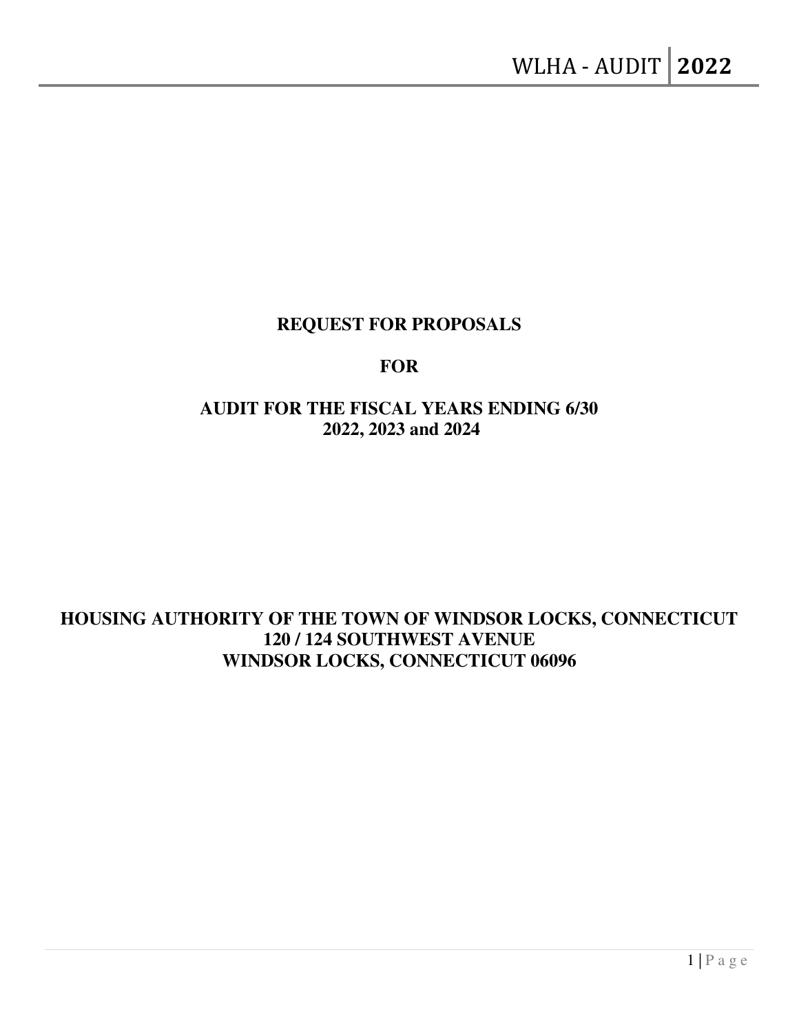# REQUEST FOR PROPOSALS

# FOR

# AUDIT FOR THE FISCAL YEARS ENDING 6/30 2022, 2023 and 2024

**HOUSING AUTHORITY OF THE TOWN OF WINDSOR LOCKS, CONNECTICUT**
**120 / 124 SOUTHWEST AVENUE**
**WINDSOR LOCKS, CONNECTICUT 06096**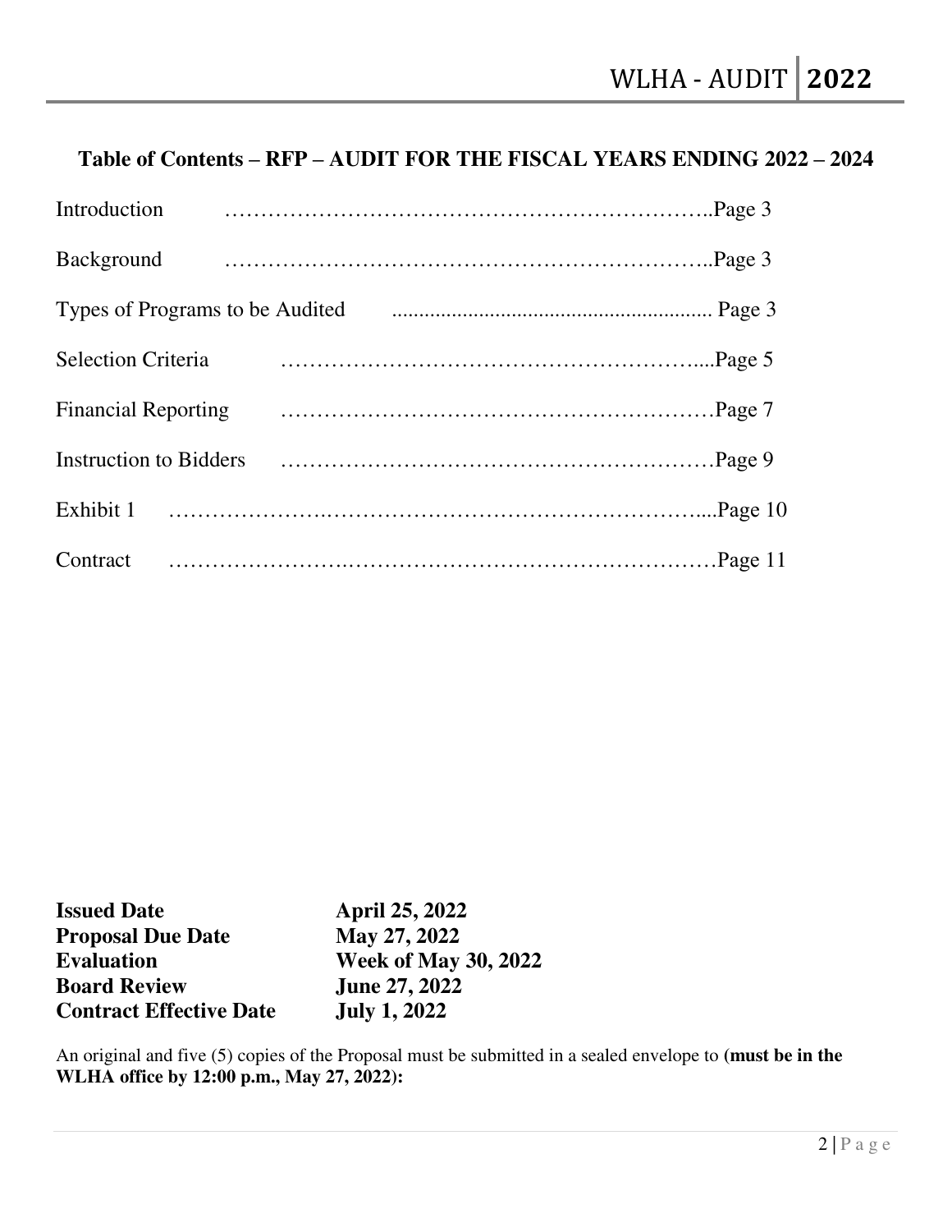## Table of Contents – RFP – AUDIT FOR THE FISCAL YEARS ENDING 2022 – 2024

| Section | Page |
|---|---|
| Introduction | Page 3 |
| Background | Page 3 |
| Types of Programs to be Audited | Page 3 |
| Selection Criteria | Page 5 |
| Financial Reporting | Page 7 |
| Instruction to Bidders | Page 9 |
| Exhibit 1 | Page 10 |
| Contract | Page 11 |

| | |
|---|---|
| **Issued Date** | **April 25, 2022** |
| **Proposal Due Date** | **May 27, 2022** |
| **Evaluation** | **Week of May 30, 2022** |
| **Board Review** | **June 27, 2022** |
| **Contract Effective Date** | **July 1, 2022** |

An original and five (5) copies of the Proposal must be submitted in a sealed envelope to **(must be in the WLHA office by 12:00 p.m., May 27, 2022):**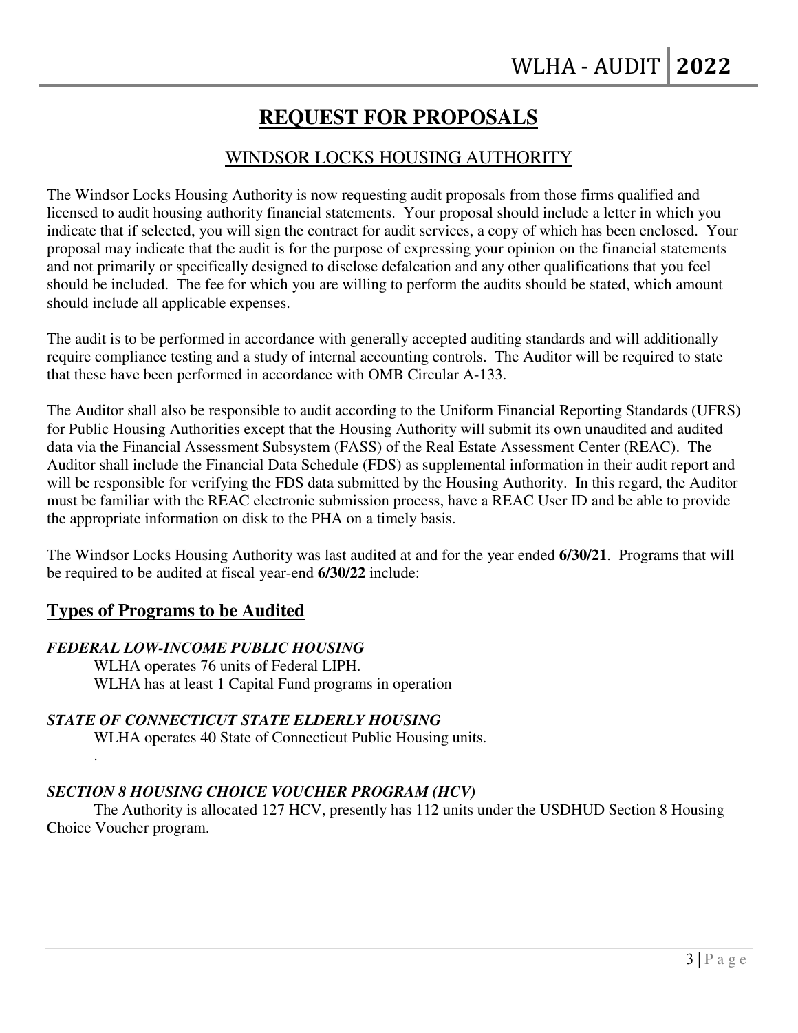# REQUEST FOR PROPOSALS

## WINDSOR LOCKS HOUSING AUTHORITY

The Windsor Locks Housing Authority is now requesting audit proposals from those firms qualified and licensed to audit housing authority financial statements. Your proposal should include a letter in which you indicate that if selected, you will sign the contract for audit services, a copy of which has been enclosed. Your proposal may indicate that the audit is for the purpose of expressing your opinion on the financial statements and not primarily or specifically designed to disclose defalcation and any other qualifications that you feel should be included. The fee for which you are willing to perform the audits should be stated, which amount should include all applicable expenses.

The audit is to be performed in accordance with generally accepted auditing standards and will additionally require compliance testing and a study of internal accounting controls. The Auditor will be required to state that these have been performed in accordance with OMB Circular A-133.

The Auditor shall also be responsible to audit according to the Uniform Financial Reporting Standards (UFRS) for Public Housing Authorities except that the Housing Authority will submit its own unaudited and audited data via the Financial Assessment Subsystem (FASS) of the Real Estate Assessment Center (REAC). The Auditor shall include the Financial Data Schedule (FDS) as supplemental information in their audit report and will be responsible for verifying the FDS data submitted by the Housing Authority. In this regard, the Auditor must be familiar with the REAC electronic submission process, have a REAC User ID and be able to provide the appropriate information on disk to the PHA on a timely basis.

The Windsor Locks Housing Authority was last audited at and for the year ended **6/30/21**. Programs that will be required to be audited at fiscal year-end **6/30/22** include:

## Types of Programs to be Audited

### *FEDERAL LOW-INCOME PUBLIC HOUSING*

WLHA operates 76 units of Federal LIPH.
WLHA has at least 1 Capital Fund programs in operation

### *STATE OF CONNECTICUT STATE ELDERLY HOUSING*

WLHA operates 40 State of Connecticut Public Housing units.
.

### *SECTION 8 HOUSING CHOICE VOUCHER PROGRAM (HCV)*

The Authority is allocated 127 HCV, presently has 112 units under the USDHUD Section 8 Housing Choice Voucher program.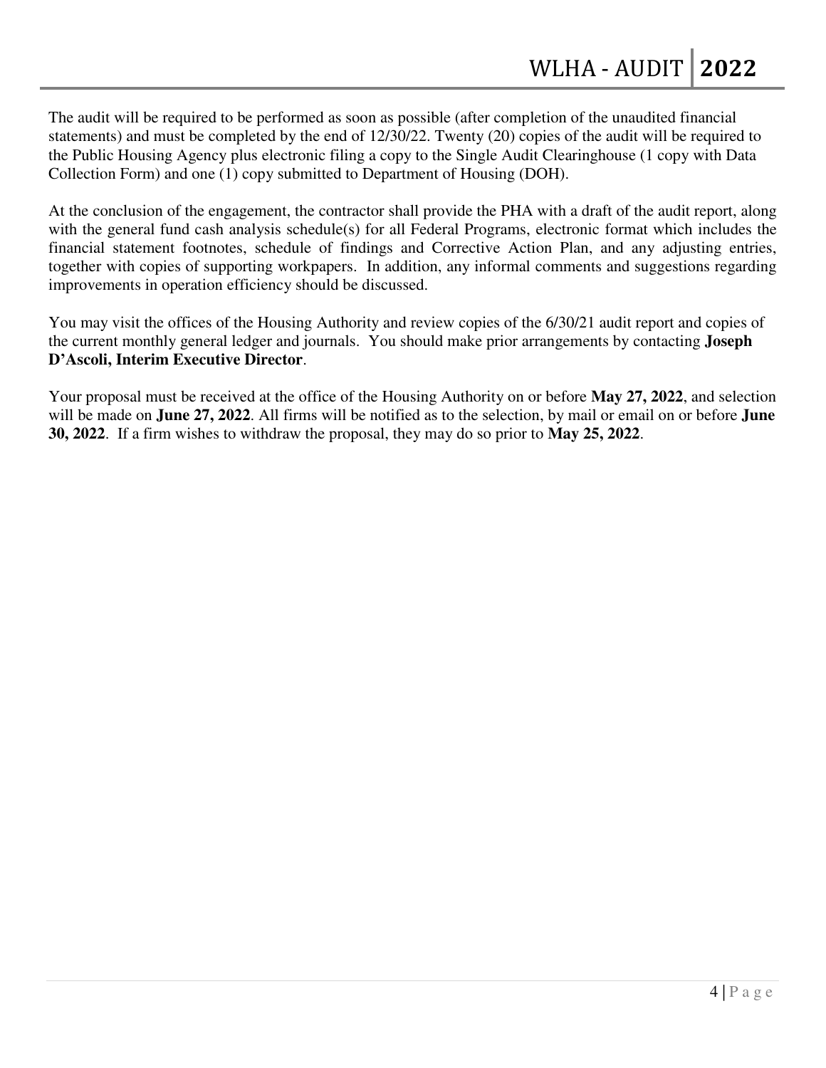The audit will be required to be performed as soon as possible (after completion of the unaudited financial statements) and must be completed by the end of 12/30/22. Twenty (20) copies of the audit will be required to the Public Housing Agency plus electronic filing a copy to the Single Audit Clearinghouse (1 copy with Data Collection Form) and one (1) copy submitted to Department of Housing (DOH).

At the conclusion of the engagement, the contractor shall provide the PHA with a draft of the audit report, along with the general fund cash analysis schedule(s) for all Federal Programs, electronic format which includes the financial statement footnotes, schedule of findings and Corrective Action Plan, and any adjusting entries, together with copies of supporting workpapers. In addition, any informal comments and suggestions regarding improvements in operation efficiency should be discussed.

You may visit the offices of the Housing Authority and review copies of the 6/30/21 audit report and copies of the current monthly general ledger and journals. You should make prior arrangements by contacting **Joseph D'Ascoli, Interim Executive Director**.

Your proposal must be received at the office of the Housing Authority on or before **May 27, 2022**, and selection will be made on **June 27, 2022**. All firms will be notified as to the selection, by mail or email on or before **June 30, 2022**. If a firm wishes to withdraw the proposal, they may do so prior to **May 25, 2022**.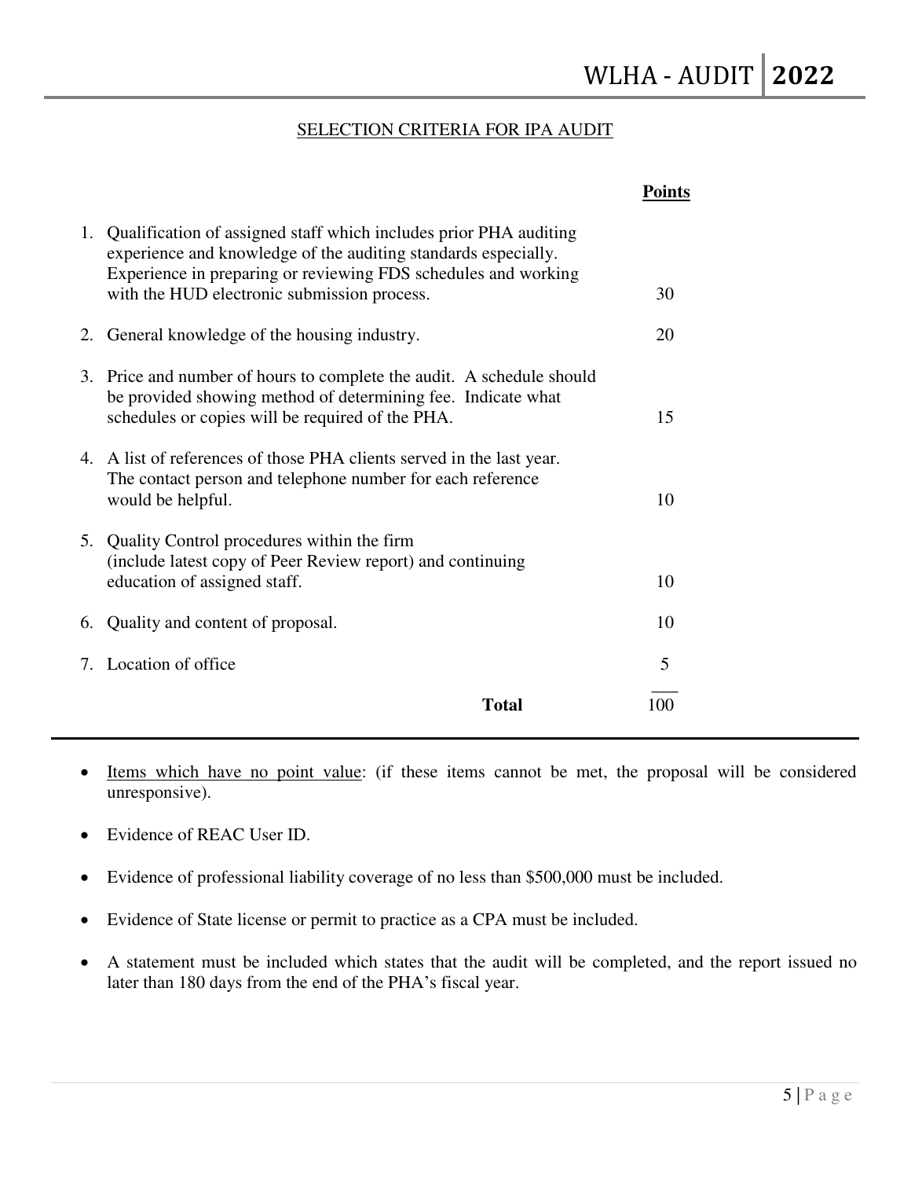## SELECTION CRITERIA FOR IPA AUDIT

| | | **Points** |
|---|---|---|
| 1. | Qualification of assigned staff which includes prior PHA auditing experience and knowledge of the auditing standards especially. Experience in preparing or reviewing FDS schedules and working with the HUD electronic submission process. | 30 |
| 2. | General knowledge of the housing industry. | 20 |
| 3. | Price and number of hours to complete the audit. A schedule should be provided showing method of determining fee. Indicate what schedules or copies will be required of the PHA. | 15 |
| 4. | A list of references of those PHA clients served in the last year. The contact person and telephone number for each reference would be helpful. | 10 |
| 5. | Quality Control procedures within the firm (include latest copy of Peer Review report) and continuing education of assigned staff. | 10 |
| 6. | Quality and content of proposal. | 10 |
| 7. | Location of office | 5 |
| | **Total** | 100 |

- Items which have no point value: (if these items cannot be met, the proposal will be considered unresponsive).
- Evidence of REAC User ID.
- Evidence of professional liability coverage of no less than $500,000 must be included.
- Evidence of State license or permit to practice as a CPA must be included.
- A statement must be included which states that the audit will be completed, and the report issued no later than 180 days from the end of the PHA's fiscal year.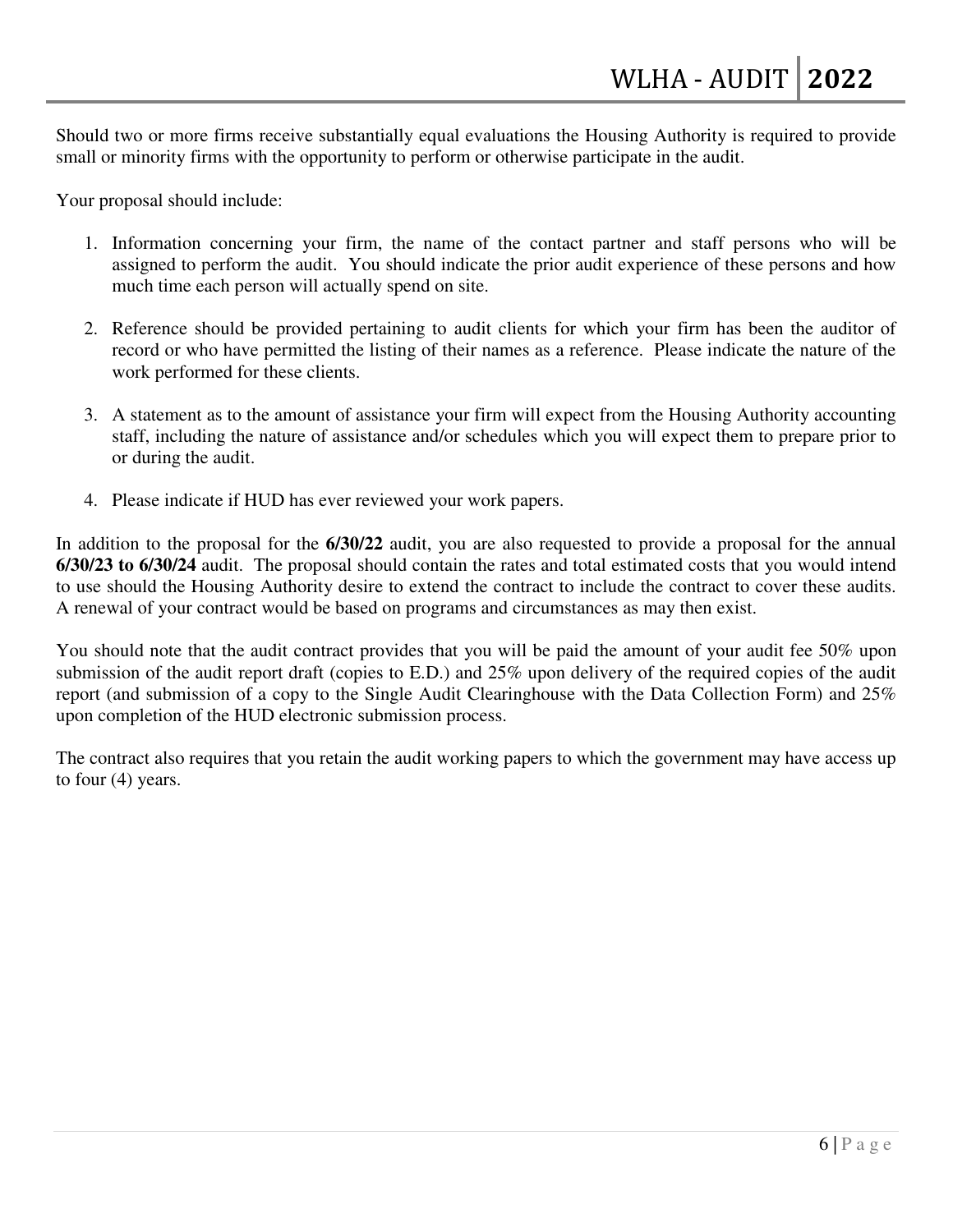Should two or more firms receive substantially equal evaluations the Housing Authority is required to provide small or minority firms with the opportunity to perform or otherwise participate in the audit.

Your proposal should include:

1. Information concerning your firm, the name of the contact partner and staff persons who will be assigned to perform the audit. You should indicate the prior audit experience of these persons and how much time each person will actually spend on site.

2. Reference should be provided pertaining to audit clients for which your firm has been the auditor of record or who have permitted the listing of their names as a reference. Please indicate the nature of the work performed for these clients.

3. A statement as to the amount of assistance your firm will expect from the Housing Authority accounting staff, including the nature of assistance and/or schedules which you will expect them to prepare prior to or during the audit.

4. Please indicate if HUD has ever reviewed your work papers.

In addition to the proposal for the **6/30/22** audit, you are also requested to provide a proposal for the annual **6/30/23 to 6/30/24** audit. The proposal should contain the rates and total estimated costs that you would intend to use should the Housing Authority desire to extend the contract to include the contract to cover these audits. A renewal of your contract would be based on programs and circumstances as may then exist.

You should note that the audit contract provides that you will be paid the amount of your audit fee 50% upon submission of the audit report draft (copies to E.D.) and 25% upon delivery of the required copies of the audit report (and submission of a copy to the Single Audit Clearinghouse with the Data Collection Form) and 25% upon completion of the HUD electronic submission process.

The contract also requires that you retain the audit working papers to which the government may have access up to four (4) years.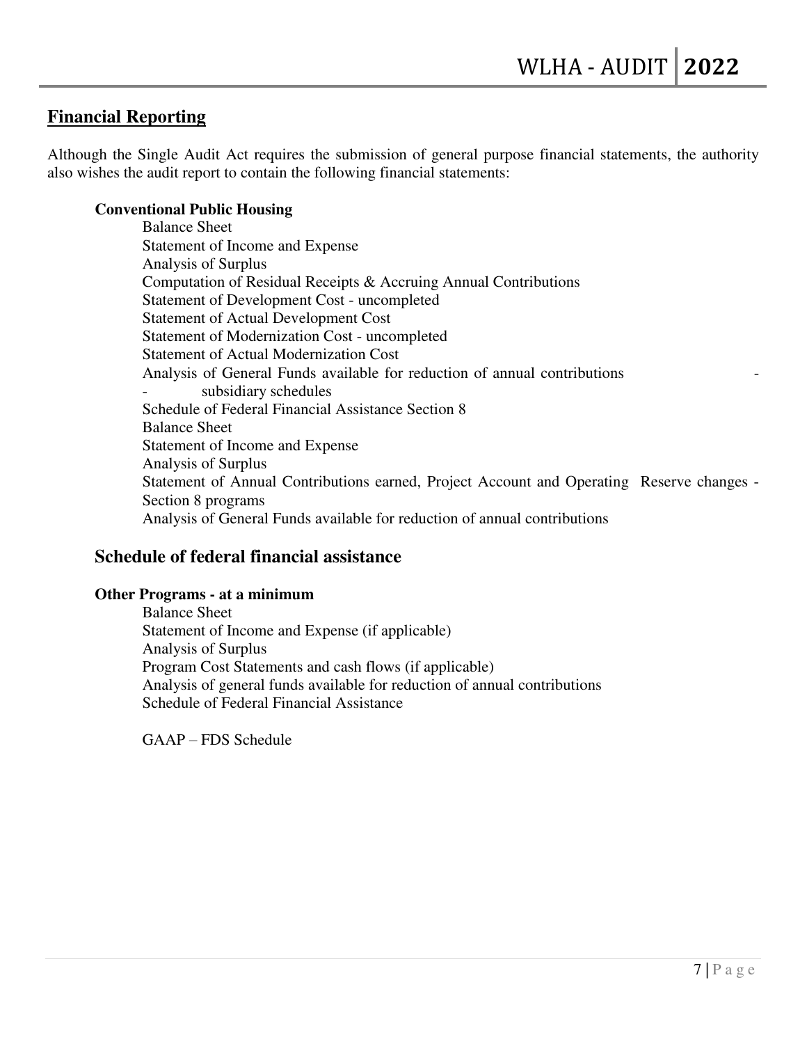## Financial Reporting

Although the Single Audit Act requires the submission of general purpose financial statements, the authority also wishes the audit report to contain the following financial statements:

**Conventional Public Housing**

- Balance Sheet
- Statement of Income and Expense
- Analysis of Surplus
- Computation of Residual Receipts & Accruing Annual Contributions
- Statement of Development Cost - uncompleted
- Statement of Actual Development Cost
- Statement of Modernization Cost - uncompleted
- Statement of Actual Modernization Cost
- Analysis of General Funds available for reduction of annual contributions - - subsidiary schedules
- Schedule of Federal Financial Assistance Section 8
- Balance Sheet
- Statement of Income and Expense
- Analysis of Surplus
- Statement of Annual Contributions earned, Project Account and Operating Reserve changes - Section 8 programs
- Analysis of General Funds available for reduction of annual contributions

## Schedule of federal financial assistance

**Other Programs - at a minimum**

- Balance Sheet
- Statement of Income and Expense (if applicable)
- Analysis of Surplus
- Program Cost Statements and cash flows (if applicable)
- Analysis of general funds available for reduction of annual contributions
- Schedule of Federal Financial Assistance

GAAP – FDS Schedule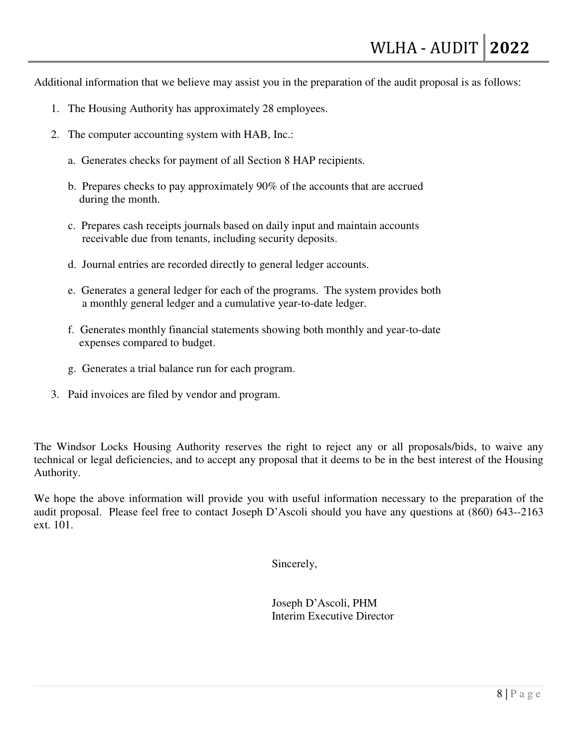Additional information that we believe may assist you in the preparation of the audit proposal is as follows:

1. The Housing Authority has approximately 28 employees.
2. The computer accounting system with HAB, Inc.:
   a. Generates checks for payment of all Section 8 HAP recipients.
   b. Prepares checks to pay approximately 90% of the accounts that are accrued during the month.
   c. Prepares cash receipts journals based on daily input and maintain accounts receivable due from tenants, including security deposits.
   d. Journal entries are recorded directly to general ledger accounts.
   e. Generates a general ledger for each of the programs. The system provides both a monthly general ledger and a cumulative year-to-date ledger.
   f. Generates monthly financial statements showing both monthly and year-to-date expenses compared to budget.
   g. Generates a trial balance run for each program.
3. Paid invoices are filed by vendor and program.

The Windsor Locks Housing Authority reserves the right to reject any or all proposals/bids, to waive any technical or legal deficiencies, and to accept any proposal that it deems to be in the best interest of the Housing Authority.

We hope the above information will provide you with useful information necessary to the preparation of the audit proposal. Please feel free to contact Joseph D'Ascoli should you have any questions at (860) 643--2163 ext. 101.

Sincerely,

Joseph D'Ascoli, PHM
Interim Executive Director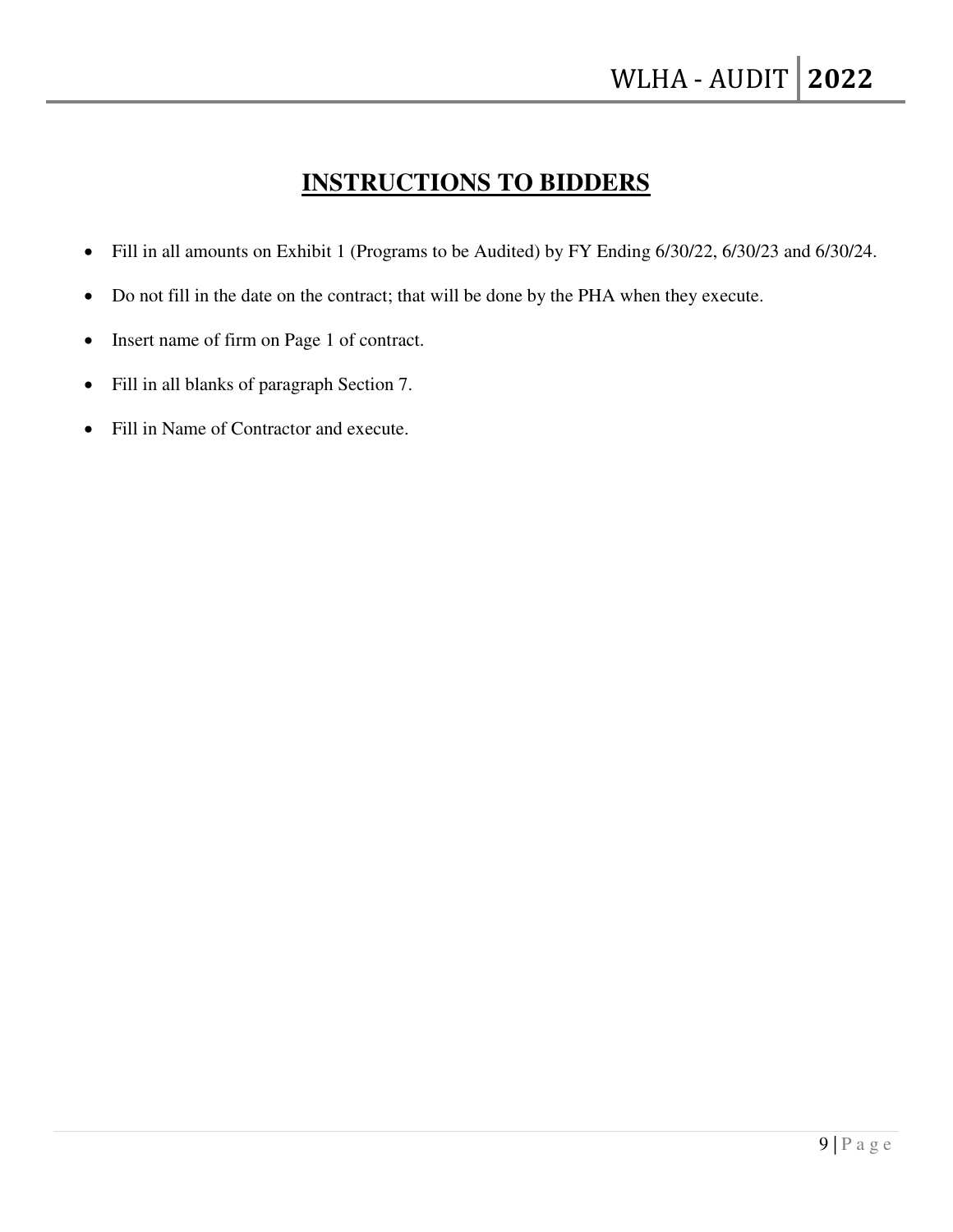# INSTRUCTIONS TO BIDDERS

- Fill in all amounts on Exhibit 1 (Programs to be Audited) by FY Ending 6/30/22, 6/30/23 and 6/30/24.
- Do not fill in the date on the contract; that will be done by the PHA when they execute.
- Insert name of firm on Page 1 of contract.
- Fill in all blanks of paragraph Section 7.
- Fill in Name of Contractor and execute.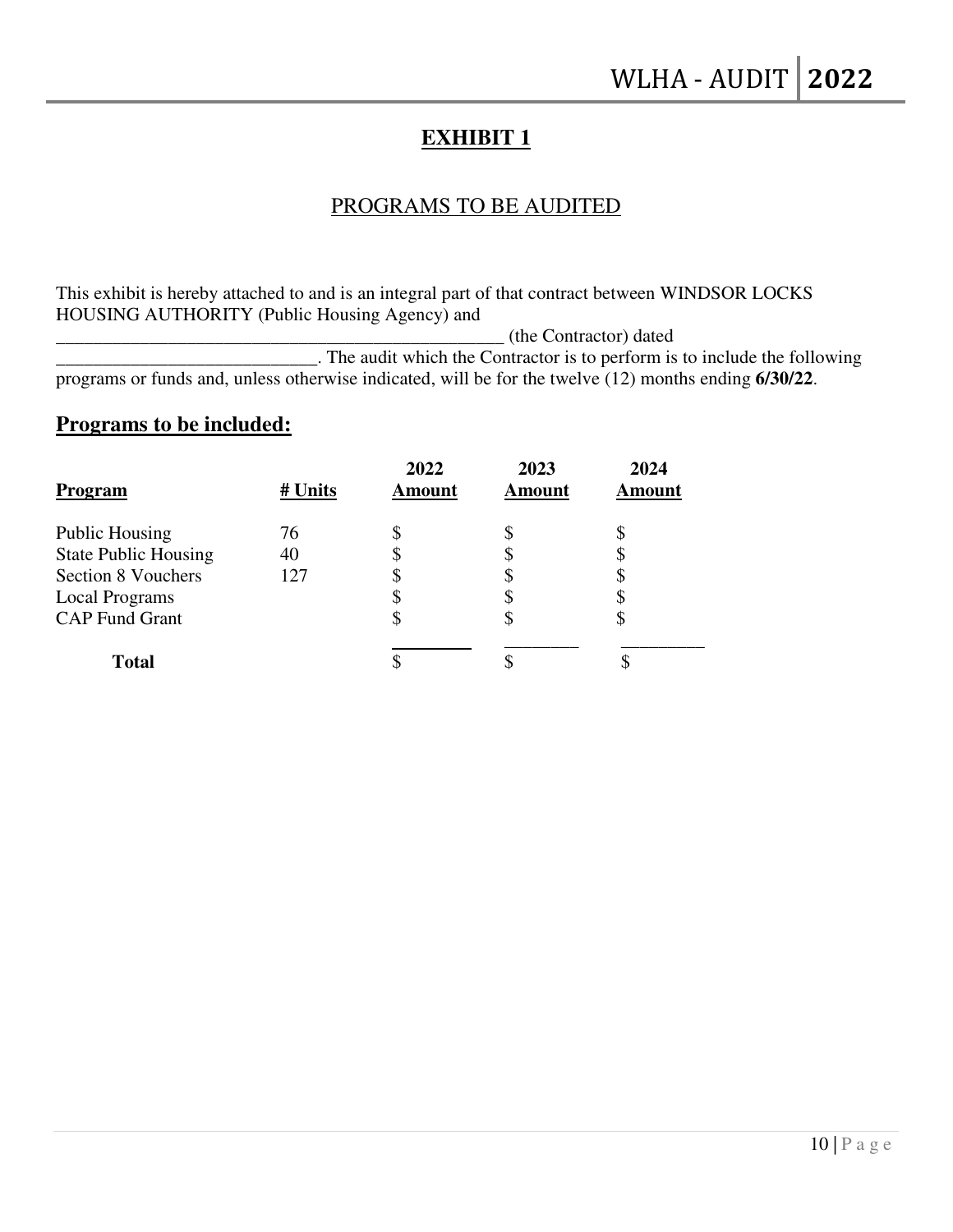# EXHIBIT 1

## PROGRAMS TO BE AUDITED

This exhibit is hereby attached to and is an integral part of that contract between WINDSOR LOCKS HOUSING AUTHORITY (Public Housing Agency) and ___________________________________________________ (the Contractor) dated ____________________________. The audit which the Contractor is to perform is to include the following programs or funds and, unless otherwise indicated, will be for the twelve (12) months ending **6/30/22**.

## Programs to be included:

| Program | # Units | 2022 Amount | 2023 Amount | 2024 Amount |
|---|---|---|---|---|
| Public Housing | 76 | $ | $ | $ |
| State Public Housing | 40 | $ | $ | $ |
| Section 8 Vouchers | 127 | $ | $ | $ |
| Local Programs | | $ | $ | $ |
| CAP Fund Grant | | $ | $ | $ |
| **Total** | | $ | $ | $ |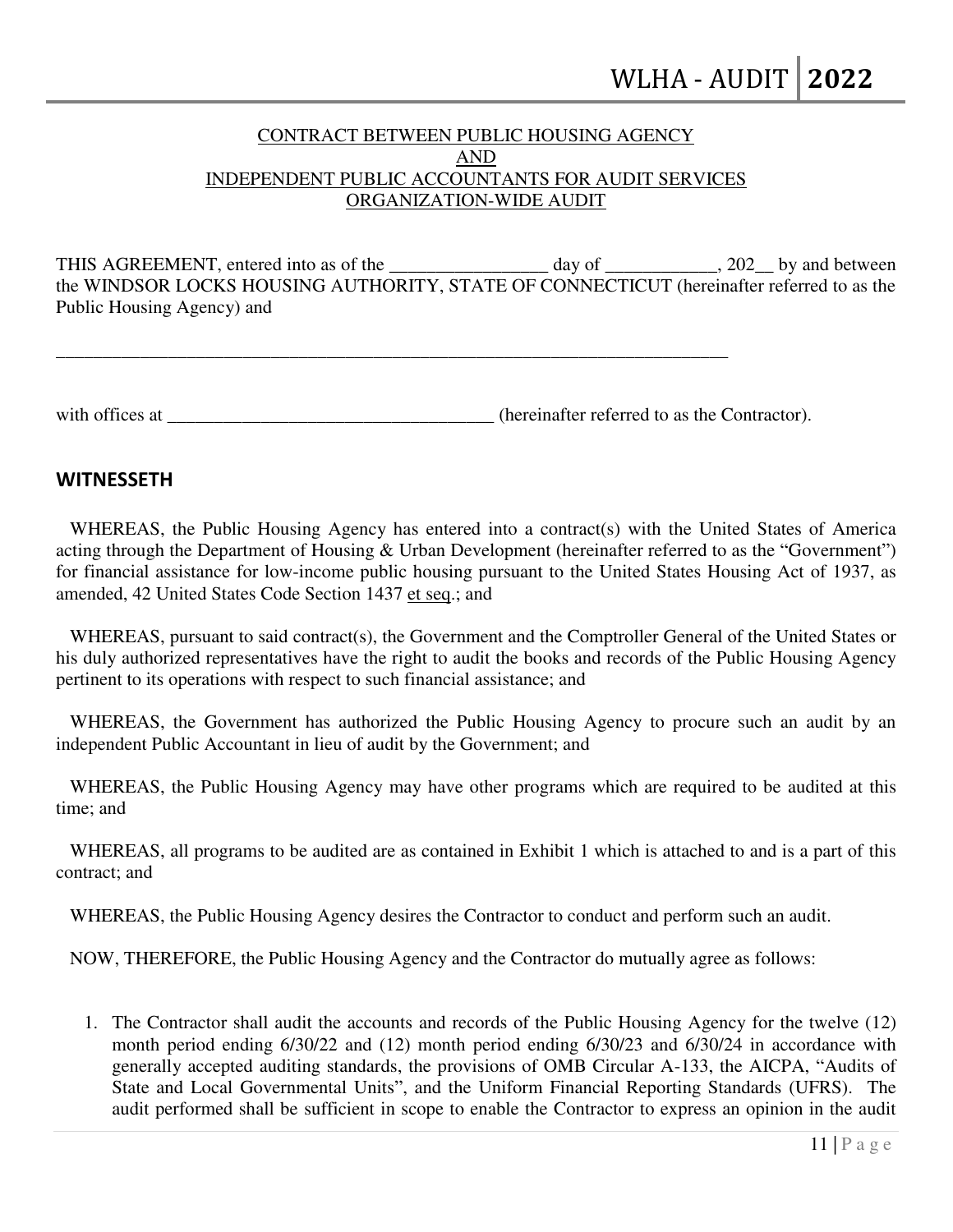CONTRACT BETWEEN PUBLIC HOUSING AGENCY
AND
INDEPENDENT PUBLIC ACCOUNTANTS FOR AUDIT SERVICES
ORGANIZATION-WIDE AUDIT

THIS AGREEMENT, entered into as of the _________________ day of ____________, 202__ by and between the WINDSOR LOCKS HOUSING AUTHORITY, STATE OF CONNECTICUT (hereinafter referred to as the Public Housing Agency) and

___________________________________________________________________________

with offices at ___________________________________ (hereinafter referred to as the Contractor).

## WITNESSETH

WHEREAS, the Public Housing Agency has entered into a contract(s) with the United States of America acting through the Department of Housing & Urban Development (hereinafter referred to as the "Government") for financial assistance for low-income public housing pursuant to the United States Housing Act of 1937, as amended, 42 United States Code Section 1437 et seq.; and

WHEREAS, pursuant to said contract(s), the Government and the Comptroller General of the United States or his duly authorized representatives have the right to audit the books and records of the Public Housing Agency pertinent to its operations with respect to such financial assistance; and

WHEREAS, the Government has authorized the Public Housing Agency to procure such an audit by an independent Public Accountant in lieu of audit by the Government; and

WHEREAS, the Public Housing Agency may have other programs which are required to be audited at this time; and

WHEREAS, all programs to be audited are as contained in Exhibit 1 which is attached to and is a part of this contract; and

WHEREAS, the Public Housing Agency desires the Contractor to conduct and perform such an audit.

NOW, THEREFORE, the Public Housing Agency and the Contractor do mutually agree as follows:

1. The Contractor shall audit the accounts and records of the Public Housing Agency for the twelve (12) month period ending 6/30/22 and (12) month period ending 6/30/23 and 6/30/24 in accordance with generally accepted auditing standards, the provisions of OMB Circular A-133, the AICPA, "Audits of State and Local Governmental Units", and the Uniform Financial Reporting Standards (UFRS). The audit performed shall be sufficient in scope to enable the Contractor to express an opinion in the audit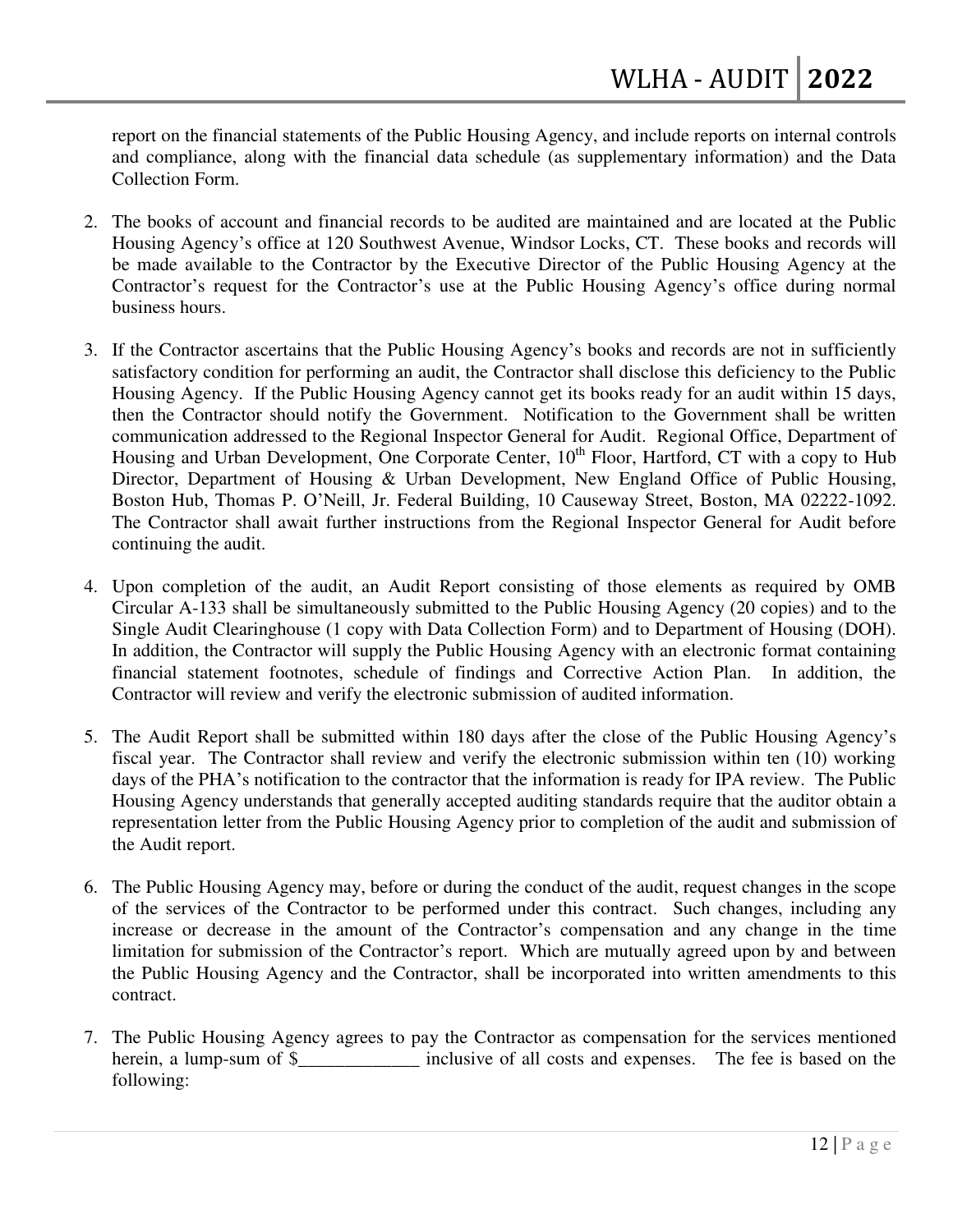report on the financial statements of the Public Housing Agency, and include reports on internal controls and compliance, along with the financial data schedule (as supplementary information) and the Data Collection Form.

2. The books of account and financial records to be audited are maintained and are located at the Public Housing Agency's office at 120 Southwest Avenue, Windsor Locks, CT. These books and records will be made available to the Contractor by the Executive Director of the Public Housing Agency at the Contractor's request for the Contractor's use at the Public Housing Agency's office during normal business hours.

3. If the Contractor ascertains that the Public Housing Agency's books and records are not in sufficiently satisfactory condition for performing an audit, the Contractor shall disclose this deficiency to the Public Housing Agency. If the Public Housing Agency cannot get its books ready for an audit within 15 days, then the Contractor should notify the Government. Notification to the Government shall be written communication addressed to the Regional Inspector General for Audit. Regional Office, Department of Housing and Urban Development, One Corporate Center, 10th Floor, Hartford, CT with a copy to Hub Director, Department of Housing & Urban Development, New England Office of Public Housing, Boston Hub, Thomas P. O'Neill, Jr. Federal Building, 10 Causeway Street, Boston, MA 02222-1092. The Contractor shall await further instructions from the Regional Inspector General for Audit before continuing the audit.

4. Upon completion of the audit, an Audit Report consisting of those elements as required by OMB Circular A-133 shall be simultaneously submitted to the Public Housing Agency (20 copies) and to the Single Audit Clearinghouse (1 copy with Data Collection Form) and to Department of Housing (DOH). In addition, the Contractor will supply the Public Housing Agency with an electronic format containing financial statement footnotes, schedule of findings and Corrective Action Plan. In addition, the Contractor will review and verify the electronic submission of audited information.

5. The Audit Report shall be submitted within 180 days after the close of the Public Housing Agency's fiscal year. The Contractor shall review and verify the electronic submission within ten (10) working days of the PHA's notification to the contractor that the information is ready for IPA review. The Public Housing Agency understands that generally accepted auditing standards require that the auditor obtain a representation letter from the Public Housing Agency prior to completion of the audit and submission of the Audit report.

6. The Public Housing Agency may, before or during the conduct of the audit, request changes in the scope of the services of the Contractor to be performed under this contract. Such changes, including any increase or decrease in the amount of the Contractor's compensation and any change in the time limitation for submission of the Contractor's report. Which are mutually agreed upon by and between the Public Housing Agency and the Contractor, shall be incorporated into written amendments to this contract.

7. The Public Housing Agency agrees to pay the Contractor as compensation for the services mentioned herein, a lump-sum of $_____________ inclusive of all costs and expenses. The fee is based on the following: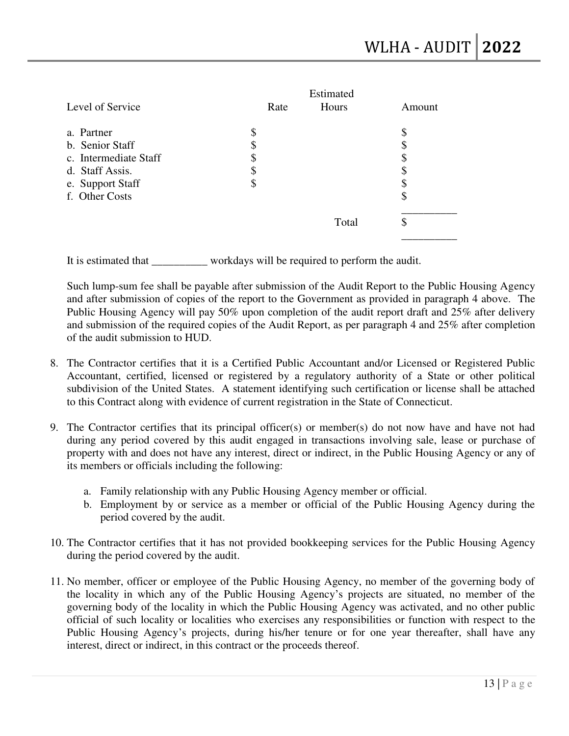| Level of Service | Rate | Estimated Hours | Amount |
|---|---|---|---|
| a. Partner | $ | | $ |
| b. Senior Staff | $ | | $ |
| c. Intermediate Staff | $ | | $ |
| d. Staff Assis. | $ | | $ |
| e. Support Staff | $ | | $ |
| f. Other Costs | | | $ |
| | | Total | $ |

It is estimated that __________ workdays will be required to perform the audit.

Such lump-sum fee shall be payable after submission of the Audit Report to the Public Housing Agency and after submission of copies of the report to the Government as provided in paragraph 4 above. The Public Housing Agency will pay 50% upon completion of the audit report draft and 25% after delivery and submission of the required copies of the Audit Report, as per paragraph 4 and 25% after completion of the audit submission to HUD.

8. The Contractor certifies that it is a Certified Public Accountant and/or Licensed or Registered Public Accountant, certified, licensed or registered by a regulatory authority of a State or other political subdivision of the United States. A statement identifying such certification or license shall be attached to this Contract along with evidence of current registration in the State of Connecticut.

9. The Contractor certifies that its principal officer(s) or member(s) do not now have and have not had during any period covered by this audit engaged in transactions involving sale, lease or purchase of property with and does not have any interest, direct or indirect, in the Public Housing Agency or any of its members or officials including the following:

   a. Family relationship with any Public Housing Agency member or official.
   b. Employment by or service as a member or official of the Public Housing Agency during the period covered by the audit.

10. The Contractor certifies that it has not provided bookkeeping services for the Public Housing Agency during the period covered by the audit.

11. No member, officer or employee of the Public Housing Agency, no member of the governing body of the locality in which any of the Public Housing Agency's projects are situated, no member of the governing body of the locality in which the Public Housing Agency was activated, and no other public official of such locality or localities who exercises any responsibilities or function with respect to the Public Housing Agency's projects, during his/her tenure or for one year thereafter, shall have any interest, direct or indirect, in this contract or the proceeds thereof.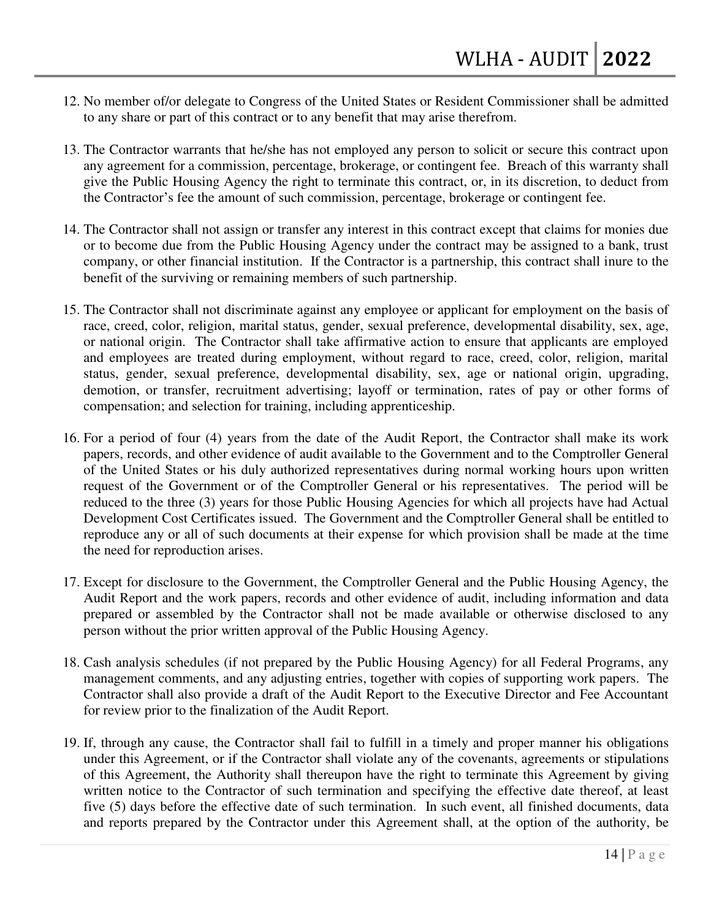12. No member of/or delegate to Congress of the United States or Resident Commissioner shall be admitted to any share or part of this contract or to any benefit that may arise therefrom.

13. The Contractor warrants that he/she has not employed any person to solicit or secure this contract upon any agreement for a commission, percentage, brokerage, or contingent fee. Breach of this warranty shall give the Public Housing Agency the right to terminate this contract, or, in its discretion, to deduct from the Contractor's fee the amount of such commission, percentage, brokerage or contingent fee.

14. The Contractor shall not assign or transfer any interest in this contract except that claims for monies due or to become due from the Public Housing Agency under the contract may be assigned to a bank, trust company, or other financial institution. If the Contractor is a partnership, this contract shall inure to the benefit of the surviving or remaining members of such partnership.

15. The Contractor shall not discriminate against any employee or applicant for employment on the basis of race, creed, color, religion, marital status, gender, sexual preference, developmental disability, sex, age, or national origin. The Contractor shall take affirmative action to ensure that applicants are employed and employees are treated during employment, without regard to race, creed, color, religion, marital status, gender, sexual preference, developmental disability, sex, age or national origin, upgrading, demotion, or transfer, recruitment advertising; layoff or termination, rates of pay or other forms of compensation; and selection for training, including apprenticeship.

16. For a period of four (4) years from the date of the Audit Report, the Contractor shall make its work papers, records, and other evidence of audit available to the Government and to the Comptroller General of the United States or his duly authorized representatives during normal working hours upon written request of the Government or of the Comptroller General or his representatives. The period will be reduced to the three (3) years for those Public Housing Agencies for which all projects have had Actual Development Cost Certificates issued. The Government and the Comptroller General shall be entitled to reproduce any or all of such documents at their expense for which provision shall be made at the time the need for reproduction arises.

17. Except for disclosure to the Government, the Comptroller General and the Public Housing Agency, the Audit Report and the work papers, records and other evidence of audit, including information and data prepared or assembled by the Contractor shall not be made available or otherwise disclosed to any person without the prior written approval of the Public Housing Agency.

18. Cash analysis schedules (if not prepared by the Public Housing Agency) for all Federal Programs, any management comments, and any adjusting entries, together with copies of supporting work papers. The Contractor shall also provide a draft of the Audit Report to the Executive Director and Fee Accountant for review prior to the finalization of the Audit Report.

19. If, through any cause, the Contractor shall fail to fulfill in a timely and proper manner his obligations under this Agreement, or if the Contractor shall violate any of the covenants, agreements or stipulations of this Agreement, the Authority shall thereupon have the right to terminate this Agreement by giving written notice to the Contractor of such termination and specifying the effective date thereof, at least five (5) days before the effective date of such termination. In such event, all finished documents, data and reports prepared by the Contractor under this Agreement shall, at the option of the authority, be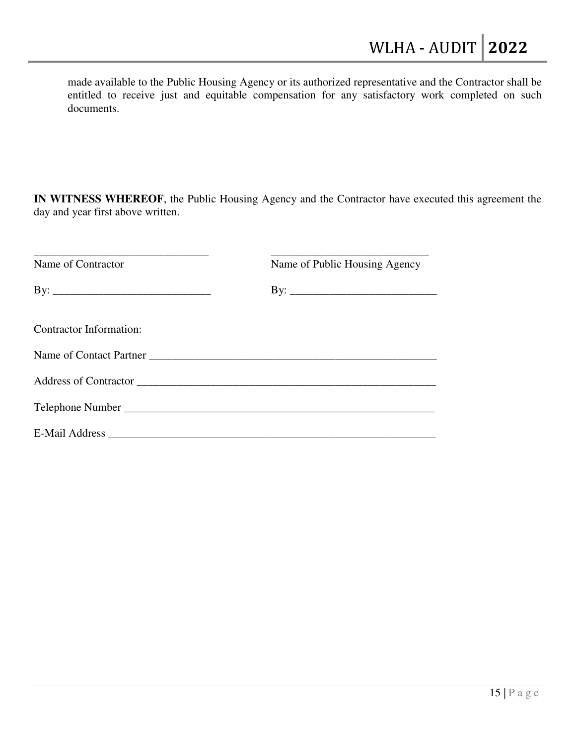made available to the Public Housing Agency or its authorized representative and the Contractor shall be entitled to receive just and equitable compensation for any satisfactory work completed on such documents.

**IN WITNESS WHEREOF**, the Public Housing Agency and the Contractor have executed this agreement the day and year first above written.

| | |
|---|---|
| _______________________________ | ____________________________ |
| Name of Contractor | Name of Public Housing Agency |
| By: ___________________________ | By: __________________________ |

Contractor Information:

Name of Contact Partner ____________________________________________________

Address of Contractor ______________________________________________________

Telephone Number _________________________________________________________

E-Mail Address ____________________________________________________________